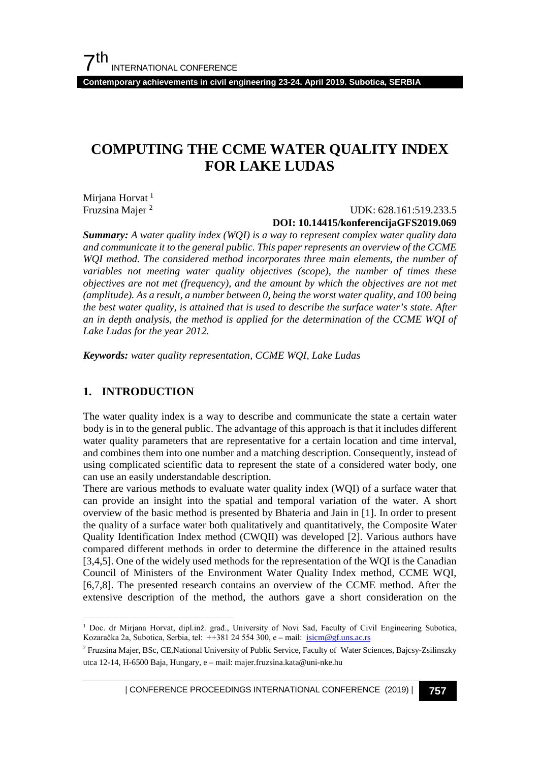# COMPUTING THE CCME WATER QUALITY INDEX FOR LAKE LUDAS

Mirjana Horvat [1]
Fruzsina Majer [2]

UDK: 628.161:519.233.5
**DOI: 10.14415/konferencijaGFS2019.069**

***Summary:*** *A water quality index (WQI) is a way to represent complex water quality data and communicate it to the general public. This paper represents an overview of the CCME WQI method. The considered method incorporates three main elements, the number of variables not meeting water quality objectives (scope), the number of times these objectives are not met (frequency), and the amount by which the objectives are not met (amplitude). As a result, a number between 0, being the worst water quality, and 100 being the best water quality, is attained that is used to describe the surface water's state. After an in depth analysis, the method is applied for the determination of the CCME WQI of Lake Ludas for the year 2012.*

***Keywords:*** *water quality representation, CCME WQI, Lake Ludas*

## 1. INTRODUCTION

The water quality index is a way to describe and communicate the state a certain water body is in to the general public. The advantage of this approach is that it includes different water quality parameters that are representative for a certain location and time interval, and combines them into one number and a matching description. Consequently, instead of using complicated scientific data to represent the state of a considered water body, one can use an easily understandable description.

There are various methods to evaluate water quality index (WQI) of a surface water that can provide an insight into the spatial and temporal variation of the water. A short overview of the basic method is presented by Bhateria and Jain in [1]. In order to present the quality of a surface water both qualitatively and quantitatively, the Composite Water Quality Identification Index method (CWQII) was developed [2]. Various authors have compared different methods in order to determine the difference in the attained results [3,4,5]. One of the widely used methods for the representation of the WQI is the Canadian Council of Ministers of the Environment Water Quality Index method, CCME WQI, [6,7,8]. The presented research contains an overview of the CCME method. After the extensive description of the method, the authors gave a short consideration on the

---

[1] Doc. dr Mirjana Horvat, dipl.inž. građ., University of Novi Sad, Faculty of Civil Engineering Subotica, Kozaračka 2a, Subotica, Serbia, tel: ++381 24 554 300, e – mail: isicm@gf.uns.ac.rs

[2] Fruzsina Majer, BSc, CE,National University of Public Service, Faculty of Water Sciences, Bajcsy-Zsilinszky utca 12-14, H-6500 Baja, Hungary, e – mail: majer.fruzsina.kata@uni-nke.hu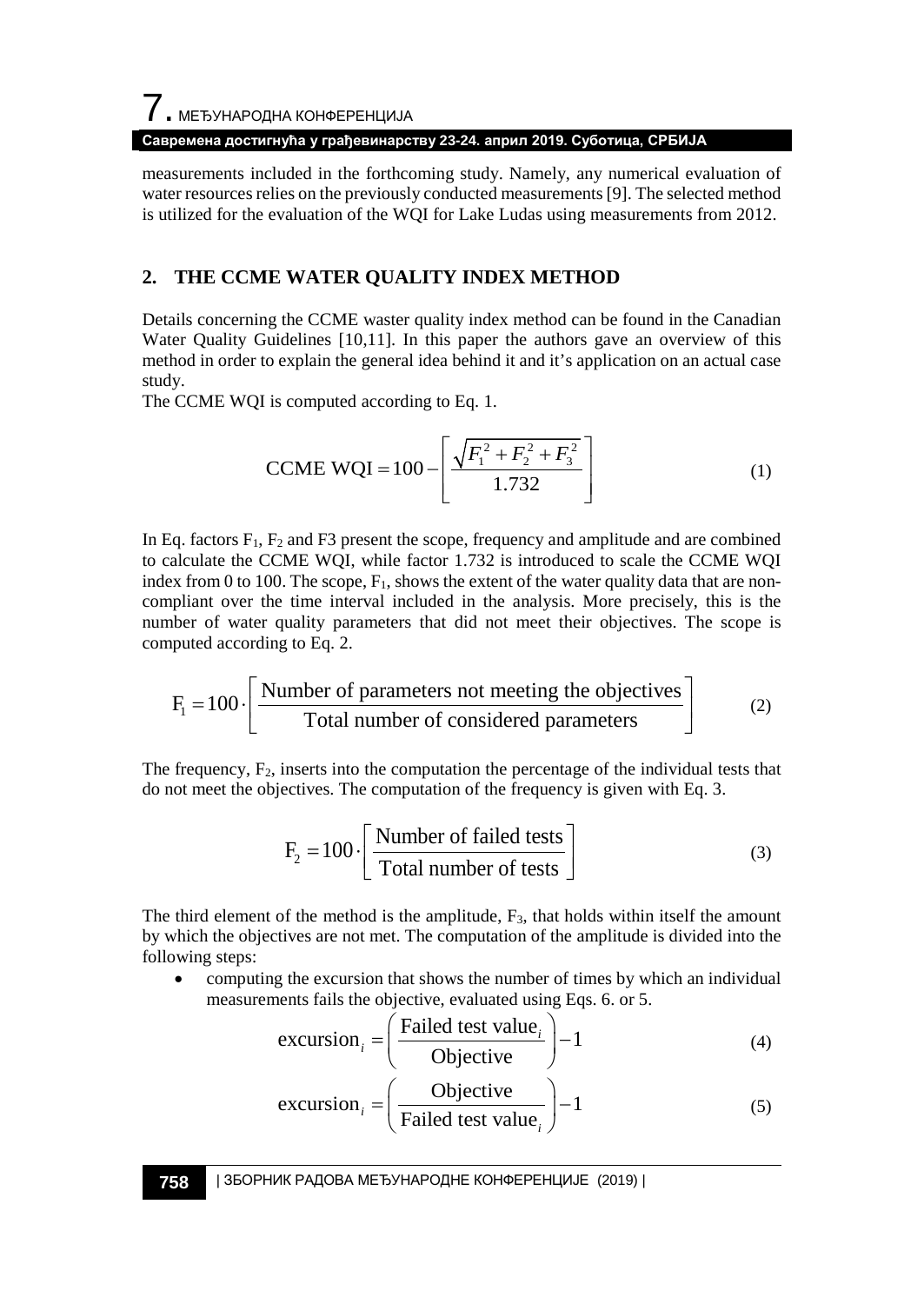measurements included in the forthcoming study. Namely, any numerical evaluation of water resources relies on the previously conducted measurements [9]. The selected method is utilized for the evaluation of the WQI for Lake Ludas using measurements from 2012.

## 2. THE CCME WATER QUALITY INDEX METHOD

Details concerning the CCME waster quality index method can be found in the Canadian Water Quality Guidelines [10,11]. In this paper the authors gave an overview of this method in order to explain the general idea behind it and it's application on an actual case study.

The CCME WQI is computed according to Eq. 1.

$$\text{CCME WQI} = 100 - \left[ \frac{\sqrt{F_1^2 + F_2^2 + F_3^2}}{1.732} \right] \tag{1}$$

In Eq. factors $F_1$, $F_2$ and F3 present the scope, frequency and amplitude and are combined to calculate the CCME WQI, while factor 1.732 is introduced to scale the CCME WQI index from 0 to 100. The scope, $F_1$, shows the extent of the water quality data that are non-compliant over the time interval included in the analysis. More precisely, this is the number of water quality parameters that did not meet their objectives. The scope is computed according to Eq. 2.

$$F_1 = 100 \cdot \left[ \frac{\text{Number of parameters not meeting the objectives}}{\text{Total number of considered parameters}} \right] \tag{2}$$

The frequency, $F_2$, inserts into the computation the percentage of the individual tests that do not meet the objectives. The computation of the frequency is given with Eq. 3.

$$F_2 = 100 \cdot \left[ \frac{\text{Number of failed tests}}{\text{Total number of tests}} \right] \tag{3}$$

The third element of the method is the amplitude, $F_3$, that holds within itself the amount by which the objectives are not met. The computation of the amplitude is divided into the following steps:

- computing the excursion that shows the number of times by which an individual measurements fails the objective, evaluated using Eqs. 6. or 5.

$$\text{excursion}_i = \left( \frac{\text{Failed test value}_i}{\text{Objective}} \right) - 1 \tag{4}$$

$$\text{excursion}_i = \left( \frac{\text{Objective}}{\text{Failed test value}_i} \right) - 1 \tag{5}$$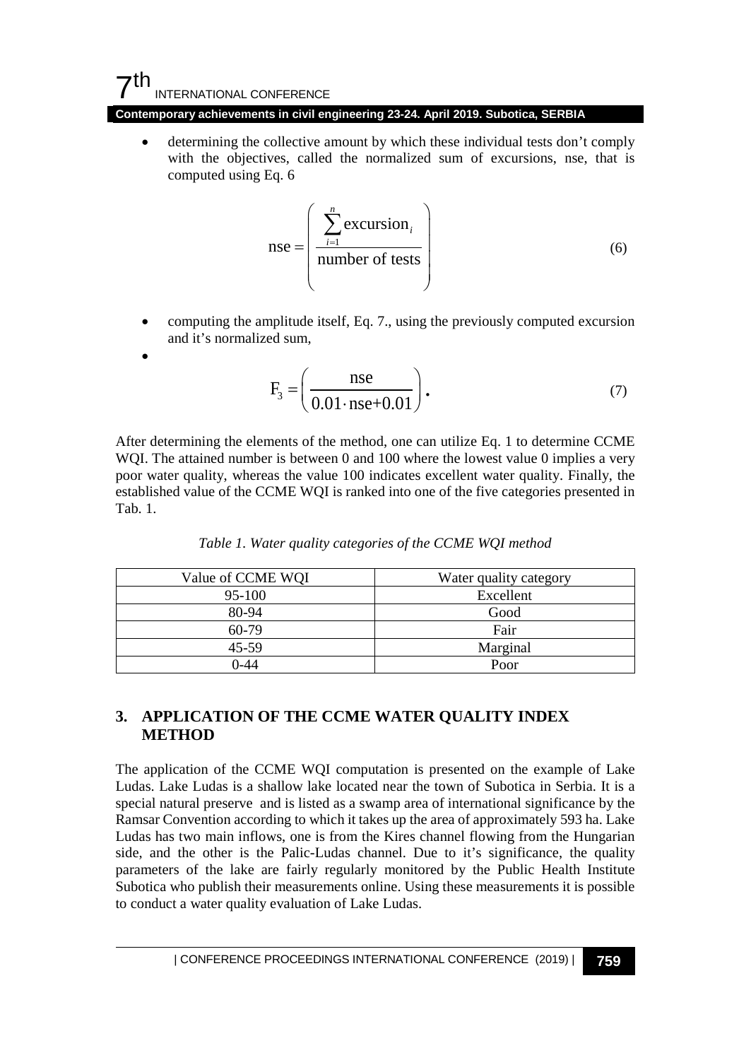- determining the collective amount by which these individual tests don't comply with the objectives, called the normalized sum of excursions, nse, that is computed using Eq. 6

$$\text{nse} = \left( \frac{\sum_{i=1}^{n} \text{excursion}_i}{\text{number of tests}} \right) \tag{6}$$

- computing the amplitude itself, Eq. 7., using the previously computed excursion and it's normalized sum,
- 

$$F_3 = \left( \frac{\text{nse}}{0.01 \cdot \text{nse} + 0.01} \right). \tag{7}$$

After determining the elements of the method, one can utilize Eq. 1 to determine CCME WQI. The attained number is between 0 and 100 where the lowest value 0 implies a very poor water quality, whereas the value 100 indicates excellent water quality. Finally, the established value of the CCME WQI is ranked into one of the five categories presented in Tab. 1.

*Table 1. Water quality categories of the CCME WQI method*

| Value of CCME WQI | Water quality category |
|---|---|
| 95-100 | Excellent |
| 80-94 | Good |
| 60-79 | Fair |
| 45-59 | Marginal |
| 0-44 | Poor |

## 3. APPLICATION OF THE CCME WATER QUALITY INDEX METHOD

The application of the CCME WQI computation is presented on the example of Lake Ludas. Lake Ludas is a shallow lake located near the town of Subotica in Serbia. It is a special natural preserve and is listed as a swamp area of international significance by the Ramsar Convention according to which it takes up the area of approximately 593 ha. Lake Ludas has two main inflows, one is from the Kires channel flowing from the Hungarian side, and the other is the Palic-Ludas channel. Due to it's significance, the quality parameters of the lake are fairly regularly monitored by the Public Health Institute Subotica who publish their measurements online. Using these measurements it is possible to conduct a water quality evaluation of Lake Ludas.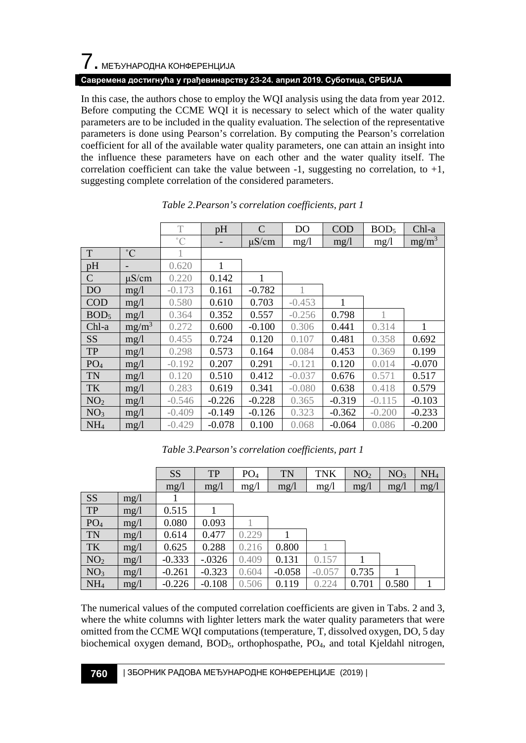In this case, the authors chose to employ the WQI analysis using the data from year 2012. Before computing the CCME WQI it is necessary to select which of the water quality parameters are to be included in the quality evaluation. The selection of the representative parameters is done using Pearson's correlation. By computing the Pearson's correlation coefficient for all of the available water quality parameters, one can attain an insight into the influence these parameters have on each other and the water quality itself. The correlation coefficient can take the value between -1, suggesting no correlation, to +1, suggesting complete correlation of the considered parameters.

*Table 2.Pearson's correlation coefficients, part 1*

| | | T | pH | C | DO | COD | $BOD_5$ | Chl-a |
|---|---|---|---|---|---|---|---|---|
| | | ˚C | - | μS/cm | mg/l | mg/l | mg/l | $mg/m^3$ |
| T | ˚C | 1 | | | | | | |
| pH | - | 0.620 | 1 | | | | | |
| C | μS/cm | 0.220 | 0.142 | 1 | | | | |
| DO | mg/l | -0.173 | 0.161 | -0.782 | 1 | | | |
| COD | mg/l | 0.580 | 0.610 | 0.703 | -0.453 | 1 | | |
| $BOD_5$ | mg/l | 0.364 | 0.352 | 0.557 | -0.256 | 0.798 | 1 | |
| Chl-a | $mg/m^3$ | 0.272 | 0.600 | -0.100 | 0.306 | 0.441 | 0.314 | 1 |
| SS | mg/l | 0.455 | 0.724 | 0.120 | 0.107 | 0.481 | 0.358 | 0.692 |
| TP | mg/l | 0.298 | 0.573 | 0.164 | 0.084 | 0.453 | 0.369 | 0.199 |
| $PO_4$ | mg/l | -0.192 | 0.207 | 0.291 | -0.121 | 0.120 | 0.014 | -0.070 |
| TN | mg/l | 0.120 | 0.510 | 0.412 | -0.037 | 0.676 | 0.571 | 0.517 |
| TK | mg/l | 0.283 | 0.619 | 0.341 | -0.080 | 0.638 | 0.418 | 0.579 |
| $NO_2$ | mg/l | -0.546 | -0.226 | -0.228 | 0.365 | -0.319 | -0.115 | -0.103 |
| $NO_3$ | mg/l | -0.409 | -0.149 | -0.126 | 0.323 | -0.362 | -0.200 | -0.233 |
| $NH_4$ | mg/l | -0.429 | -0.078 | 0.100 | 0.068 | -0.064 | 0.086 | -0.200 |

*Table 3.Pearson's correlation coefficients, part 1*

| | | SS | TP | $PO_4$ | TN | TNK | $NO_2$ | $NO_3$ | $NH_4$ |
|---|---|---|---|---|---|---|---|---|---|
| | | mg/l | mg/l | mg/l | mg/l | mg/l | mg/l | mg/l | mg/l |
| SS | mg/l | 1 | | | | | | | |
| TP | mg/l | 0.515 | 1 | | | | | | |
| $PO_4$ | mg/l | 0.080 | 0.093 | 1 | | | | | |
| TN | mg/l | 0.614 | 0.477 | 0.229 | 1 | | | | |
| TK | mg/l | 0.625 | 0.288 | 0.216 | 0.800 | 1 | | | |
| $NO_2$ | mg/l | -0.333 | -.0326 | 0.409 | 0.131 | 0.157 | 1 | | |
| $NO_3$ | mg/l | -0.261 | -0.323 | 0.604 | -0.058 | -0.057 | 0.735 | 1 | |
| $NH_4$ | mg/l | -0.226 | -0.108 | 0.506 | 0.119 | 0.224 | 0.701 | 0.580 | 1 |

The numerical values of the computed correlation coefficients are given in Tabs. 2 and 3, where the white columns with lighter letters mark the water quality parameters that were omitted from the CCME WQI computations (temperature, T, dissolved oxygen, DO, 5 day biochemical oxygen demand, $BOD_5$, orthophospathe, $PO_4$, and total Kjeldahl nitrogen,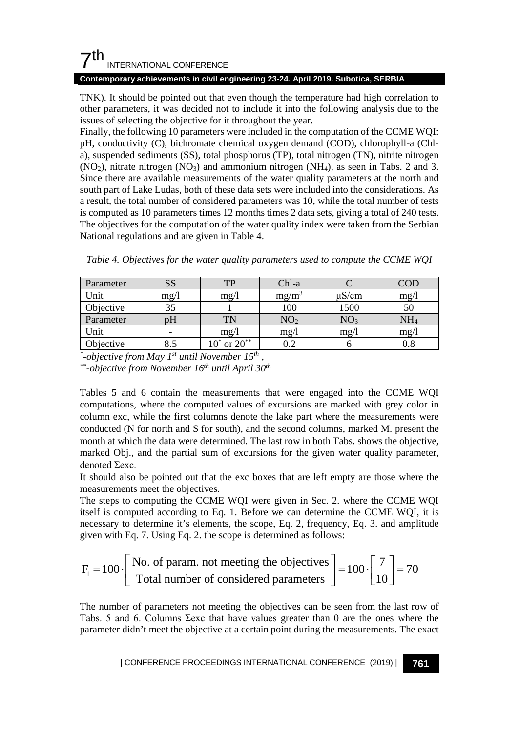TNK). It should be pointed out that even though the temperature had high correlation to other parameters, it was decided not to include it into the following analysis due to the issues of selecting the objective for it throughout the year.

Finally, the following 10 parameters were included in the computation of the CCME WQI: pH, conductivity (C), bichromate chemical oxygen demand (COD), chlorophyll-a (Chl-a), suspended sediments (SS), total phosphorus (TP), total nitrogen (TN), nitrite nitrogen ($NO_2$), nitrate nitrogen ($NO_3$) and ammonium nitrogen ($NH_4$), as seen in Tabs. 2 and 3. Since there are available measurements of the water quality parameters at the north and south part of Lake Ludas, both of these data sets were included into the considerations. As a result, the total number of considered parameters was 10, while the total number of tests is computed as 10 parameters times 12 months times 2 data sets, giving a total of 240 tests. The objectives for the computation of the water quality index were taken from the Serbian National regulations and are given in Table 4.

*Table 4. Objectives for the water quality parameters used to compute the CCME WQI*

| Parameter | SS | TP | Chl-a | C | COD |
|---|---|---|---|---|---|
| Unit | mg/l | mg/l | mg/m$^3$ | μS/cm | mg/l |
| Objective | 35 | 1 | 100 | 1500 | 50 |
| Parameter | pH | TN | $NO_2$ | $NO_3$ | $NH_4$ |
| Unit | - | mg/l | mg/l | mg/l | mg/l |
| Objective | 8.5 | 10* or 20** | 0.2 | 6 | 0.8 |

*\*-objective from May 1st until November 15th ,*

*\*\*-objective from November 16th until April 30th*

Tables 5 and 6 contain the measurements that were engaged into the CCME WQI computations, where the computed values of excursions are marked with grey color in column exc, while the first columns denote the lake part where the measurements were conducted (N for north and S for south), and the second columns, marked M. present the month at which the data were determined. The last row in both Tabs. shows the objective, marked Obj., and the partial sum of excursions for the given water quality parameter, denoted Σexc.

It should also be pointed out that the exc boxes that are left empty are those where the measurements meet the objectives.

The steps to computing the CCME WQI were given in Sec. 2. where the CCME WQI itself is computed according to Eq. 1. Before we can determine the CCME WQI, it is necessary to determine it's elements, the scope, Eq. 2, frequency, Eq. 3. and amplitude given with Eq. 7. Using Eq. 2. the scope is determined as follows:

$$F_1 = 100 \cdot \left[ \frac{\text{No. of param. not meeting the objectives}}{\text{Total number of considered parameters}} \right] = 100 \cdot \left[ \frac{7}{10} \right] = 70$$

The number of parameters not meeting the objectives can be seen from the last row of Tabs. 5 and 6. Columns Σexc that have values greater than 0 are the ones where the parameter didn't meet the objective at a certain point during the measurements. The exact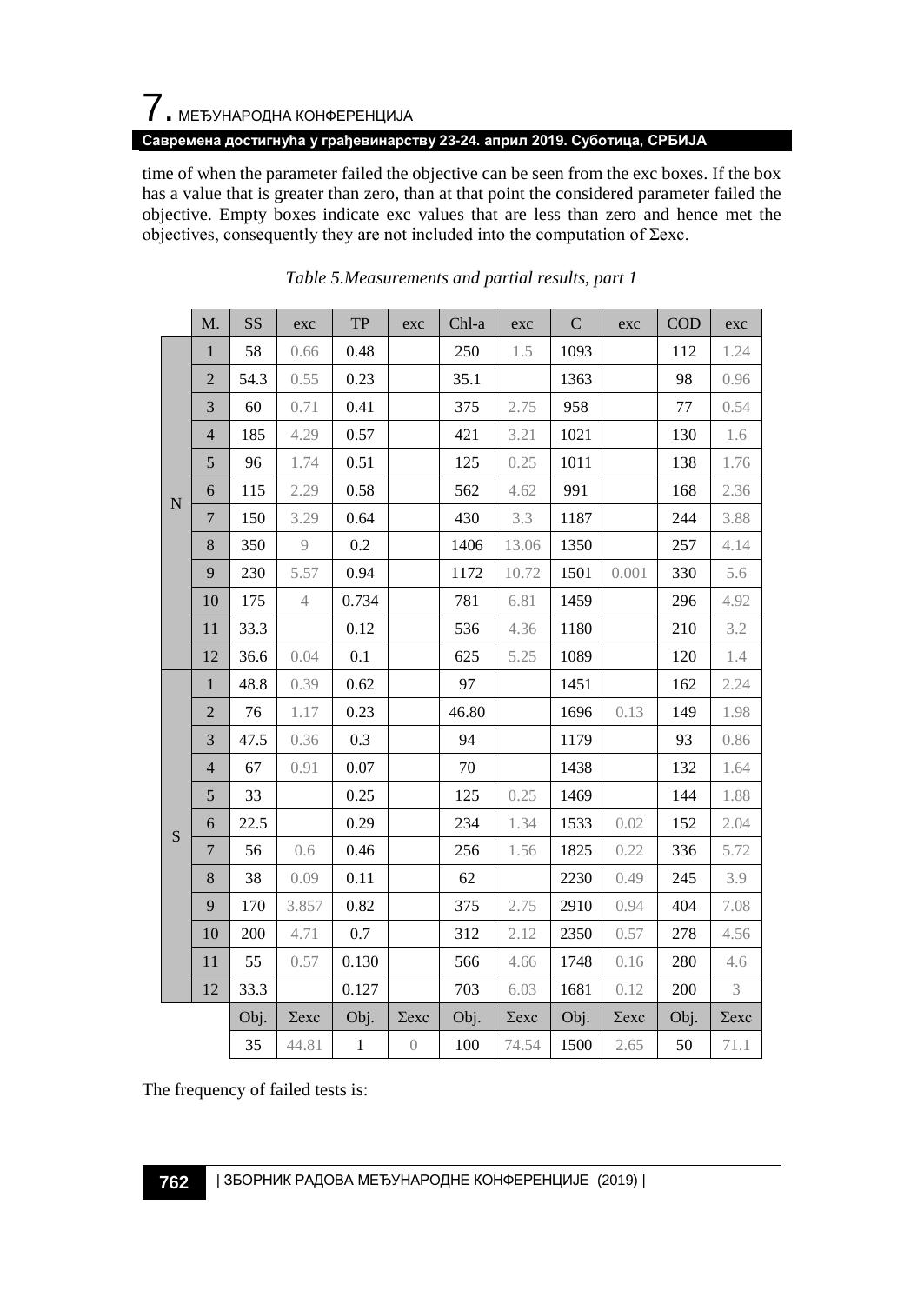time of when the parameter failed the objective can be seen from the exc boxes. If the box has a value that is greater than zero, than at that point the considered parameter failed the objective. Empty boxes indicate exc values that are less than zero and hence met the objectives, consequently they are not included into the computation of Σexc.

*Table 5.Measurements and partial results, part 1*

| | M. | SS | exc | TP | exc | Chl-a | exc | C | exc | COD | exc |
|---|---|---|---|---|---|---|---|---|---|---|---|
| N | 1 | 58 | 0.66 | 0.48 | | 250 | 1.5 | 1093 | | 112 | 1.24 |
| | 2 | 54.3 | 0.55 | 0.23 | | 35.1 | | 1363 | | 98 | 0.96 |
| | 3 | 60 | 0.71 | 0.41 | | 375 | 2.75 | 958 | | 77 | 0.54 |
| | 4 | 185 | 4.29 | 0.57 | | 421 | 3.21 | 1021 | | 130 | 1.6 |
| | 5 | 96 | 1.74 | 0.51 | | 125 | 0.25 | 1011 | | 138 | 1.76 |
| | 6 | 115 | 2.29 | 0.58 | | 562 | 4.62 | 991 | | 168 | 2.36 |
| | 7 | 150 | 3.29 | 0.64 | | 430 | 3.3 | 1187 | | 244 | 3.88 |
| | 8 | 350 | 9 | 0.2 | | 1406 | 13.06 | 1350 | | 257 | 4.14 |
| | 9 | 230 | 5.57 | 0.94 | | 1172 | 10.72 | 1501 | 0.001 | 330 | 5.6 |
| | 10 | 175 | 4 | 0.734 | | 781 | 6.81 | 1459 | | 296 | 4.92 |
| | 11 | 33.3 | | 0.12 | | 536 | 4.36 | 1180 | | 210 | 3.2 |
| | 12 | 36.6 | 0.04 | 0.1 | | 625 | 5.25 | 1089 | | 120 | 1.4 |
| S | 1 | 48.8 | 0.39 | 0.62 | | 97 | | 1451 | | 162 | 2.24 |
| | 2 | 76 | 1.17 | 0.23 | | 46.80 | | 1696 | 0.13 | 149 | 1.98 |
| | 3 | 47.5 | 0.36 | 0.3 | | 94 | | 1179 | | 93 | 0.86 |
| | 4 | 67 | 0.91 | 0.07 | | 70 | | 1438 | | 132 | 1.64 |
| | 5 | 33 | | 0.25 | | 125 | 0.25 | 1469 | | 144 | 1.88 |
| | 6 | 22.5 | | 0.29 | | 234 | 1.34 | 1533 | 0.02 | 152 | 2.04 |
| | 7 | 56 | 0.6 | 0.46 | | 256 | 1.56 | 1825 | 0.22 | 336 | 5.72 |
| | 8 | 38 | 0.09 | 0.11 | | 62 | | 2230 | 0.49 | 245 | 3.9 |
| | 9 | 170 | 3.857 | 0.82 | | 375 | 2.75 | 2910 | 0.94 | 404 | 7.08 |
| | 10 | 200 | 4.71 | 0.7 | | 312 | 2.12 | 2350 | 0.57 | 278 | 4.56 |
| | 11 | 55 | 0.57 | 0.130 | | 566 | 4.66 | 1748 | 0.16 | 280 | 4.6 |
| | 12 | 33.3 | | 0.127 | | 703 | 6.03 | 1681 | 0.12 | 200 | 3 |
| | | Obj. | Σexc | Obj. | Σexc | Obj. | Σexc | Obj. | Σexc | Obj. | Σexc |
| | | 35 | 44.81 | 1 | 0 | 100 | 74.54 | 1500 | 2.65 | 50 | 71.1 |

The frequency of failed tests is: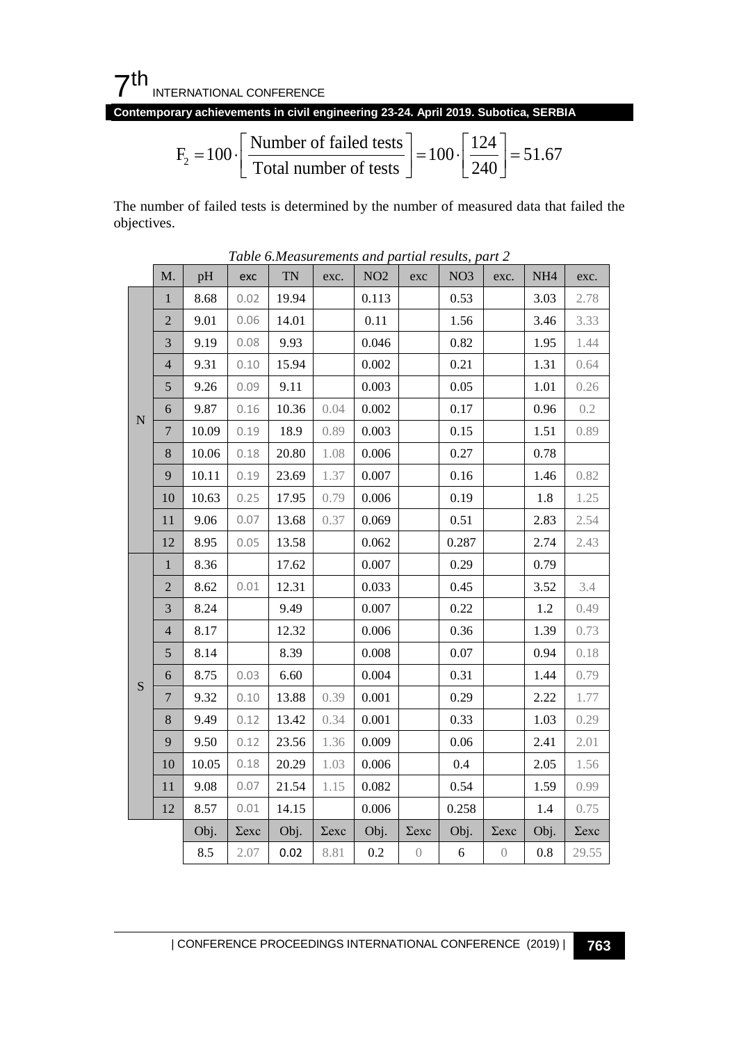$$F_2 = 100 \cdot \left[ \frac{\text{Number of failed tests}}{\text{Total number of tests}} \right] = 100 \cdot \left[ \frac{124}{240} \right] = 51.67$$

The number of failed tests is determined by the number of measured data that failed the objectives.

*Table 6.Measurements and partial results, part 2*

| | M. | pH | exc | TN | exc. | NO2 | exc | NO3 | exc. | NH4 | exc. |
|---|---|---|---|---|---|---|---|---|---|---|---|
| N | 1 | 8.68 | 0.02 | 19.94 | | 0.113 | | 0.53 | | 3.03 | 2.78 |
| | 2 | 9.01 | 0.06 | 14.01 | | 0.11 | | 1.56 | | 3.46 | 3.33 |
| | 3 | 9.19 | 0.08 | 9.93 | | 0.046 | | 0.82 | | 1.95 | 1.44 |
| | 4 | 9.31 | 0.10 | 15.94 | | 0.002 | | 0.21 | | 1.31 | 0.64 |
| | 5 | 9.26 | 0.09 | 9.11 | | 0.003 | | 0.05 | | 1.01 | 0.26 |
| | 6 | 9.87 | 0.16 | 10.36 | 0.04 | 0.002 | | 0.17 | | 0.96 | 0.2 |
| | 7 | 10.09 | 0.19 | 18.9 | 0.89 | 0.003 | | 0.15 | | 1.51 | 0.89 |
| | 8 | 10.06 | 0.18 | 20.80 | 1.08 | 0.006 | | 0.27 | | 0.78 | |
| | 9 | 10.11 | 0.19 | 23.69 | 1.37 | 0.007 | | 0.16 | | 1.46 | 0.82 |
| | 10 | 10.63 | 0.25 | 17.95 | 0.79 | 0.006 | | 0.19 | | 1.8 | 1.25 |
| | 11 | 9.06 | 0.07 | 13.68 | 0.37 | 0.069 | | 0.51 | | 2.83 | 2.54 |
| | 12 | 8.95 | 0.05 | 13.58 | | 0.062 | | 0.287 | | 2.74 | 2.43 |
| S | 1 | 8.36 | | 17.62 | | 0.007 | | 0.29 | | 0.79 | |
| | 2 | 8.62 | 0.01 | 12.31 | | 0.033 | | 0.45 | | 3.52 | 3.4 |
| | 3 | 8.24 | | 9.49 | | 0.007 | | 0.22 | | 1.2 | 0.49 |
| | 4 | 8.17 | | 12.32 | | 0.006 | | 0.36 | | 1.39 | 0.73 |
| | 5 | 8.14 | | 8.39 | | 0.008 | | 0.07 | | 0.94 | 0.18 |
| | 6 | 8.75 | 0.03 | 6.60 | | 0.004 | | 0.31 | | 1.44 | 0.79 |
| | 7 | 9.32 | 0.10 | 13.88 | 0.39 | 0.001 | | 0.29 | | 2.22 | 1.77 |
| | 8 | 9.49 | 0.12 | 13.42 | 0.34 | 0.001 | | 0.33 | | 1.03 | 0.29 |
| | 9 | 9.50 | 0.12 | 23.56 | 1.36 | 0.009 | | 0.06 | | 2.41 | 2.01 |
| | 10 | 10.05 | 0.18 | 20.29 | 1.03 | 0.006 | | 0.4 | | 2.05 | 1.56 |
| | 11 | 9.08 | 0.07 | 21.54 | 1.15 | 0.082 | | 0.54 | | 1.59 | 0.99 |
| | 12 | 8.57 | 0.01 | 14.15 | | 0.006 | | 0.258 | | 1.4 | 0.75 |
| | | Obj. | Σexc | Obj. | Σexc | Obj. | Σexc | Obj. | Σexc | Obj. | Σexc |
| | | 8.5 | 2.07 | 0.02 | 8.81 | 0.2 | 0 | 6 | 0 | 0.8 | 29.55 |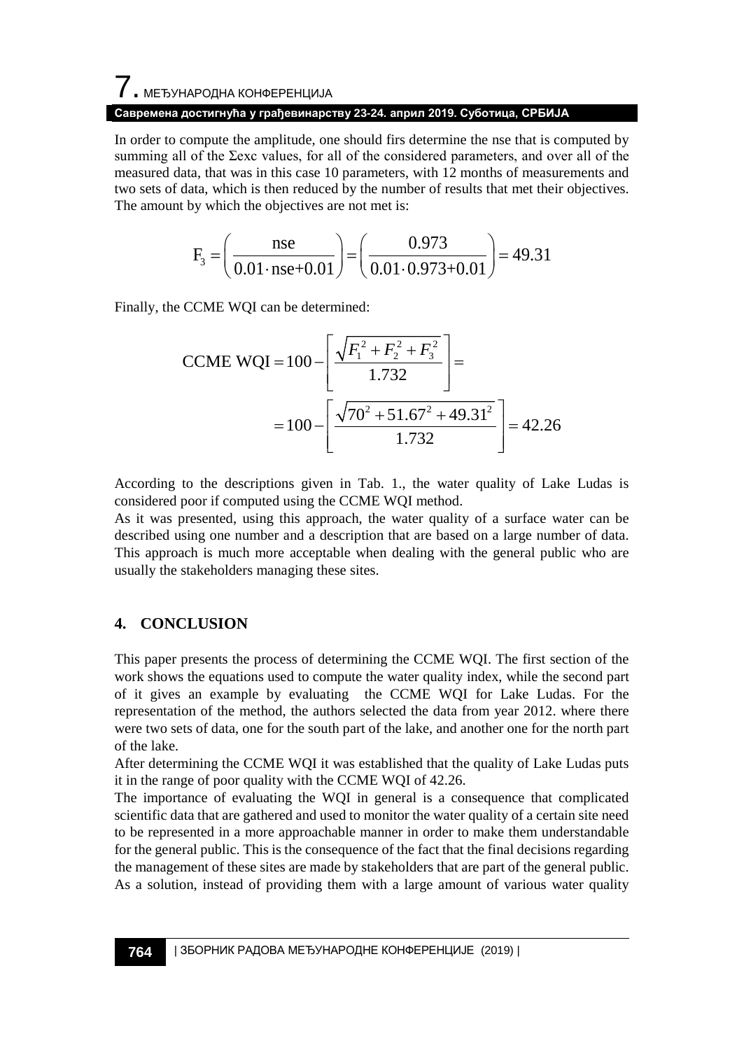In order to compute the amplitude, one should firs determine the nse that is computed by summing all of the Σexc values, for all of the considered parameters, and over all of the measured data, that was in this case 10 parameters, with 12 months of measurements and two sets of data, which is then reduced by the number of results that met their objectives. The amount by which the objectives are not met is:

$$F_3 = \left( \frac{\text{nse}}{0.01 \cdot \text{nse} + 0.01} \right) = \left( \frac{0.973}{0.01 \cdot 0.973 + 0.01} \right) = 49.31$$

Finally, the CCME WQI can be determined:

$$\text{CCME WQI} = 100 - \left[ \frac{\sqrt{F_1^2 + F_2^2 + F_3^2}}{1.732} \right] =$$

$$= 100 - \left[ \frac{\sqrt{70^2 + 51.67^2 + 49.31^2}}{1.732} \right] = 42.26$$

According to the descriptions given in Tab. 1., the water quality of Lake Ludas is considered poor if computed using the CCME WQI method.

As it was presented, using this approach, the water quality of a surface water can be described using one number and a description that are based on a large number of data. This approach is much more acceptable when dealing with the general public who are usually the stakeholders managing these sites.

## 4. CONCLUSION

This paper presents the process of determining the CCME WQI. The first section of the work shows the equations used to compute the water quality index, while the second part of it gives an example by evaluating the CCME WQI for Lake Ludas. For the representation of the method, the authors selected the data from year 2012. where there were two sets of data, one for the south part of the lake, and another one for the north part of the lake.

After determining the CCME WQI it was established that the quality of Lake Ludas puts it in the range of poor quality with the CCME WQI of 42.26.

The importance of evaluating the WQI in general is a consequence that complicated scientific data that are gathered and used to monitor the water quality of a certain site need to be represented in a more approachable manner in order to make them understandable for the general public. This is the consequence of the fact that the final decisions regarding the management of these sites are made by stakeholders that are part of the general public. As a solution, instead of providing them with a large amount of various water quality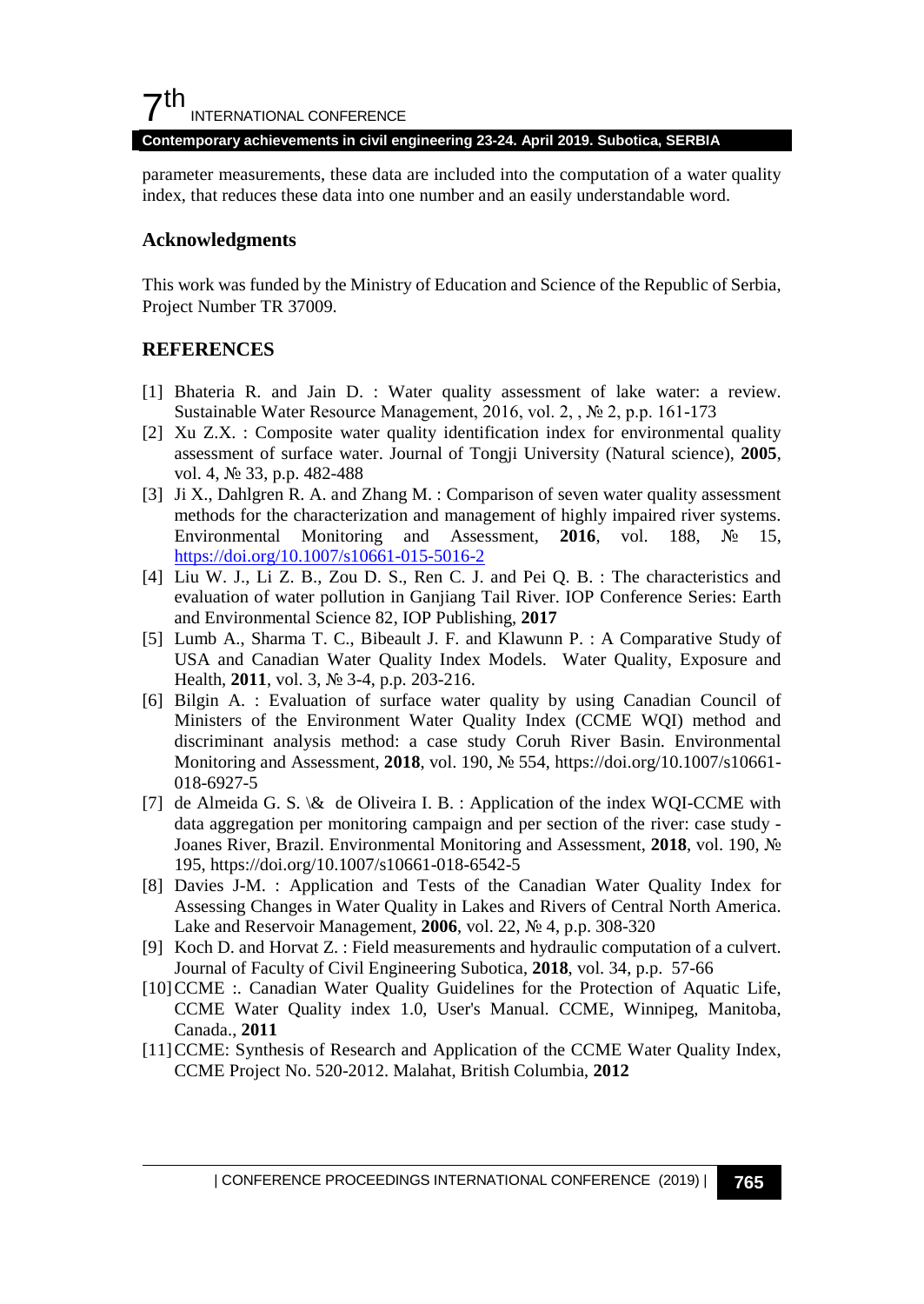parameter measurements, these data are included into the computation of a water quality index, that reduces these data into one number and an easily understandable word.

## Acknowledgments

This work was funded by the Ministry of Education and Science of the Republic of Serbia, Project Number TR 37009.

## REFERENCES

[1] Bhateria R. and Jain D. : Water quality assessment of lake water: a review. Sustainable Water Resource Management, 2016, vol. 2, , № 2, p.p. 161-173

[2] Xu Z.X. : Composite water quality identification index for environmental quality assessment of surface water. Journal of Tongji University (Natural science), **2005**, vol. 4, № 33, p.p. 482-488

[3] Ji X., Dahlgren R. A. and Zhang M. : Comparison of seven water quality assessment methods for the characterization and management of highly impaired river systems. Environmental Monitoring and Assessment, **2016**, vol. 188, № 15, https://doi.org/10.1007/s10661-015-5016-2

[4] Liu W. J., Li Z. B., Zou D. S., Ren C. J. and Pei Q. B. : The characteristics and evaluation of water pollution in Ganjiang Tail River. IOP Conference Series: Earth and Environmental Science 82, IOP Publishing, **2017**

[5] Lumb A., Sharma T. C., Bibeault J. F. and Klawunn P. : A Comparative Study of USA and Canadian Water Quality Index Models. Water Quality, Exposure and Health, **2011**, vol. 3, № 3-4, p.p. 203-216.

[6] Bilgin A. : Evaluation of surface water quality by using Canadian Council of Ministers of the Environment Water Quality Index (CCME WQI) method and discriminant analysis method: a case study Coruh River Basin. Environmental Monitoring and Assessment, **2018**, vol. 190, № 554, https://doi.org/10.1007/s10661-018-6927-5

[7] de Almeida G. S. \& de Oliveira I. B. : Application of the index WQI-CCME with data aggregation per monitoring campaign and per section of the river: case study - Joanes River, Brazil. Environmental Monitoring and Assessment, **2018**, vol. 190, № 195, https://doi.org/10.1007/s10661-018-6542-5

[8] Davies J-M. : Application and Tests of the Canadian Water Quality Index for Assessing Changes in Water Quality in Lakes and Rivers of Central North America. Lake and Reservoir Management, **2006**, vol. 22, № 4, p.p. 308-320

[9] Koch D. and Horvat Z. : Field measurements and hydraulic computation of a culvert. Journal of Faculty of Civil Engineering Subotica, **2018**, vol. 34, p.p. 57-66

[10] CCME :. Canadian Water Quality Guidelines for the Protection of Aquatic Life, CCME Water Quality index 1.0, User's Manual. CCME, Winnipeg, Manitoba, Canada., **2011**

[11] CCME: Synthesis of Research and Application of the CCME Water Quality Index, CCME Project No. 520-2012. Malahat, British Columbia, **2012**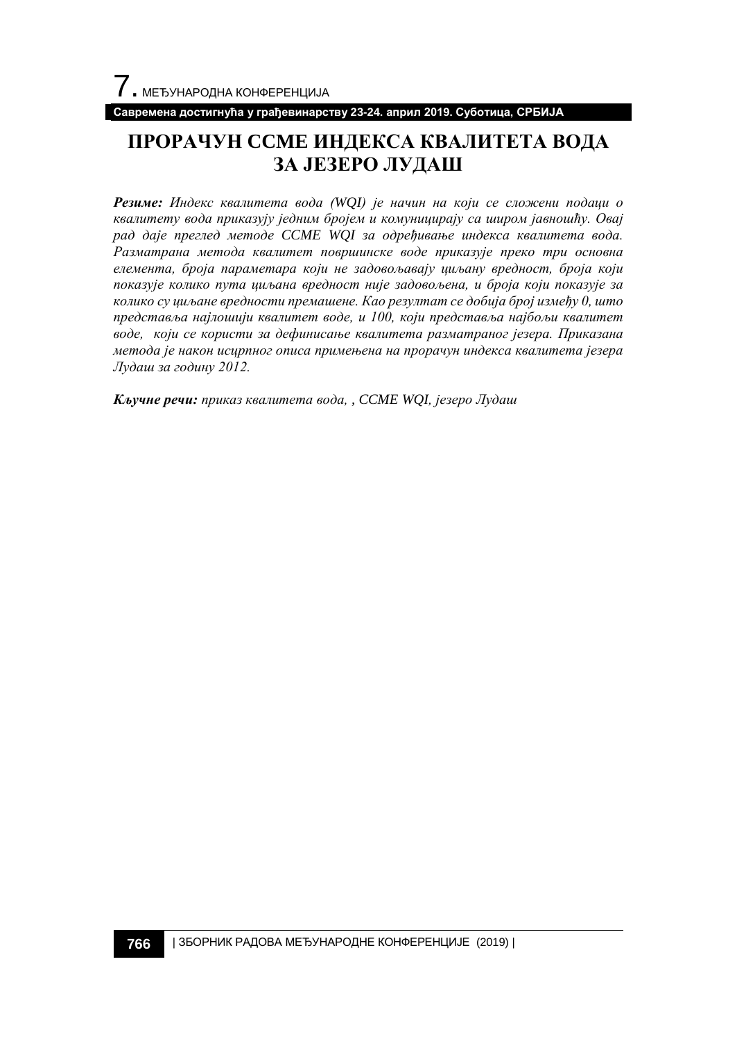# ПРОРАЧУН CCME ИНДЕКСА КВАЛИТЕТА ВОДА ЗА ЈЕЗЕРО ЛУДАШ

***Резиме:*** *Индекс квалитета вода (WQI) је начин на који се сложени подаци о квалитету вода приказују једним бројем и комуницирају са широм јавношћу. Овај рад даје преглед методе CCME WQI за одређивање индекса квалитета вода. Разматрана метода квалитет површинске воде приказује преко три основна елемента, броја параметара који не задовољавају циљану вредност, броја који показује колико пута циљана вредност није задовољена, и броја који показује за колико су циљане вредности премашене. Као резултат се добија број између 0, што представља најлошији квалитет воде, и 100, који представља најбољи квалитет воде, који се користи за дефинисање квалитета разматраног језера. Приказана метода је након исцрпног описа примењена на прорачун индекса квалитета језера Лудаш за годину 2012.*

***Кључне речи:*** *приказ квалитета вода, , CCME WQI, језеро Лудаш*